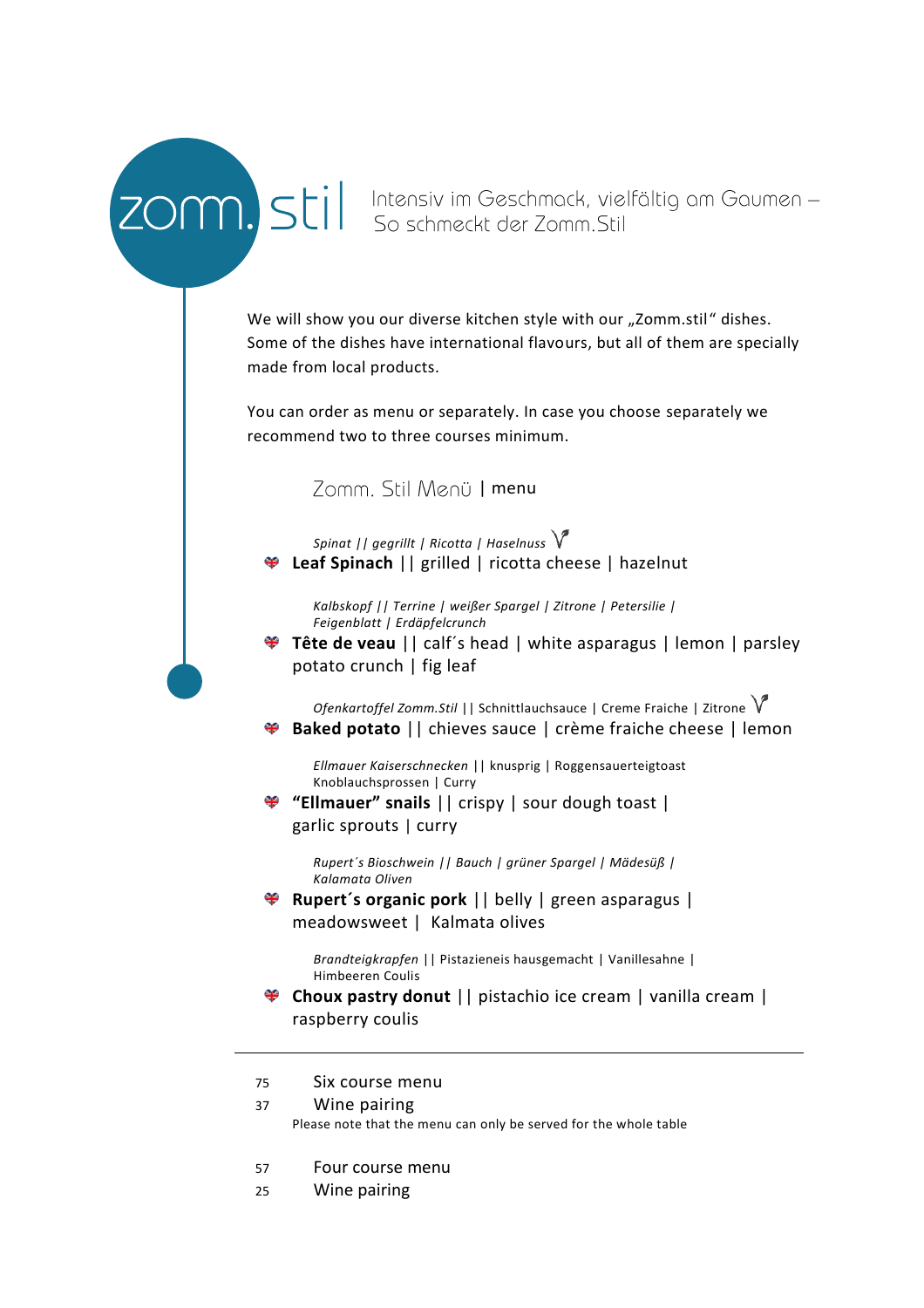# zomm. stil

Intensiv im Geschmack, vielfältig am Gaumen –
So schmeckt der Zomm.Stil

We will show you our diverse kitchen style with our „Zomm.stil" dishes. Some of the dishes have international flavours, but all of them are specially made from local products.

You can order as menu or separately. In case you choose separately we recommend two to three courses minimum.

## Zomm. Stil Menü | menu

*Spinat || gegrillt | Ricotta | Haselnuss* V
**Leaf Spinach** || grilled | ricotta cheese | hazelnut

*Kalbskopf || Terrine | weißer Spargel | Zitrone | Petersilie | Feigenblatt | Erdäpfelcrunch*
**Tête de veau** || calf´s head | white asparagus | lemon | parsley potato crunch | fig leaf

*Ofenkartoffel Zomm.Stil* || Schnittlauchsauce | Creme Fraiche | Zitrone V
**Baked potato** || chieves sauce | crème fraiche cheese | lemon

*Ellmauer Kaiserschnecken* || knusprig | Roggensauerteigtoast Knoblauchsprossen | Curry
**"Ellmauer" snails** || crispy | sour dough toast | garlic sprouts | curry

*Rupert´s Bioschwein || Bauch | grüner Spargel | Mädesüß | Kalamata Oliven*
**Rupert´s organic pork** || belly | green asparagus | meadowsweet | Kalmata olives

*Brandteigkrapfen* || Pistazieneis hausgemacht | Vanillesahne | Himbeeren Coulis
**Choux pastry donut** || pistachio ice cream | vanilla cream | raspberry coulis

---

75 Six course menu
37 Wine pairing
Please note that the menu can only be served for the whole table

57 Four course menu
25 Wine pairing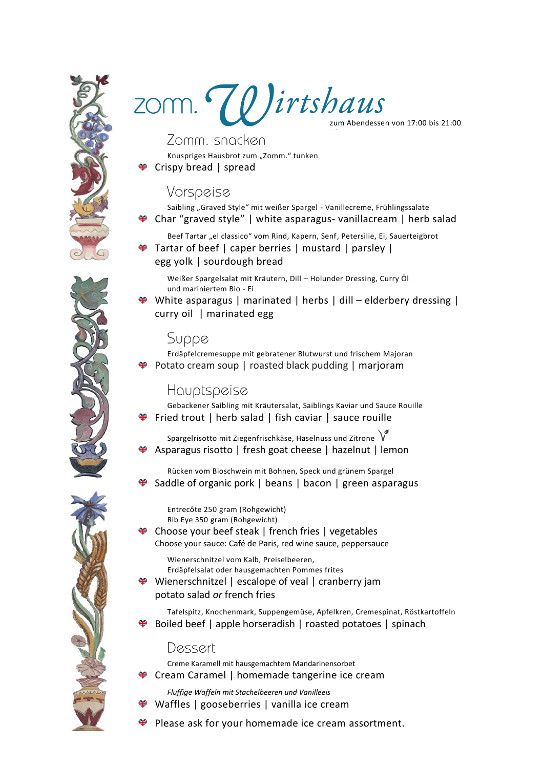# zom. Wirtshaus

zum Abendessen von 17:00 bis 21:00

## Zomm. snacken

Knuspriges Hausbrot zum „Zomm." tunken

- Crispy bread | spread

## Vorspeise

Saibling „Graved Style" mit weißer Spargel - Vanillecreme, Frühlingssalate

- Char "graved style" | white asparagus- vanillacream | herb salad

Beef Tartar „el classico" vom Rind, Kapern, Senf, Petersilie, Ei, Sauerteigbrot

- Tartar of beef | caper berries | mustard | parsley | egg yolk | sourdough bread

Weißer Spargelsalat mit Kräutern, Dill – Holunder Dressing, Curry Öl und mariniertem Bio - Ei

- White asparagus | marinated | herbs | dill – elderbery dressing | curry oil | marinated egg

## Suppe

Erdäpfelcremesuppe mit gebratener Blutwurst und frischem Majoran

- Potato cream soup | roasted black pudding | marjoram

## Hauptspeise

Gebackener Saibling mit Kräutersalat, Saiblings Kaviar und Sauce Rouille

- Fried trout | herb salad | fish caviar | sauce rouille

Spargelrisotto mit Ziegenfrischkäse, Haselnuss und Zitrone V

- Asparagus risotto | fresh goat cheese | hazelnut | lemon

Rücken vom Bioschwein mit Bohnen, Speck und grünem Spargel

- Saddle of organic pork | beans | bacon | green asparagus

Entrecôte 250 gram (Rohgewicht)
Rib Eye 350 gram (Rohgewicht)

- Choose your beef steak | french fries | vegetables
  Choose your sauce: Café de Paris, red wine sauce, peppersauce

Wienerschnitzel vom Kalb, Preiselbeeren,
Erdäpfelsalat oder hausgemachten Pommes frites

- Wienerschnitzel | escalope of veal | cranberry jam
  potato salad *or* french fries

Tafelspitz, Knochenmark, Suppengemüse, Apfelkren, Cremespinat, Röstkartoffeln

- Boiled beef | apple horseradish | roasted potatoes | spinach

## Dessert

Creme Karamell mit hausgemachtem Mandarinensorbet

- Cream Caramel | homemade tangerine ice cream

*Fluffige Waffeln mit Stachelbeeren und Vanilleeis*

- Waffles | gooseberries | vanilla ice cream

- Please ask for your homemade ice cream assortment.